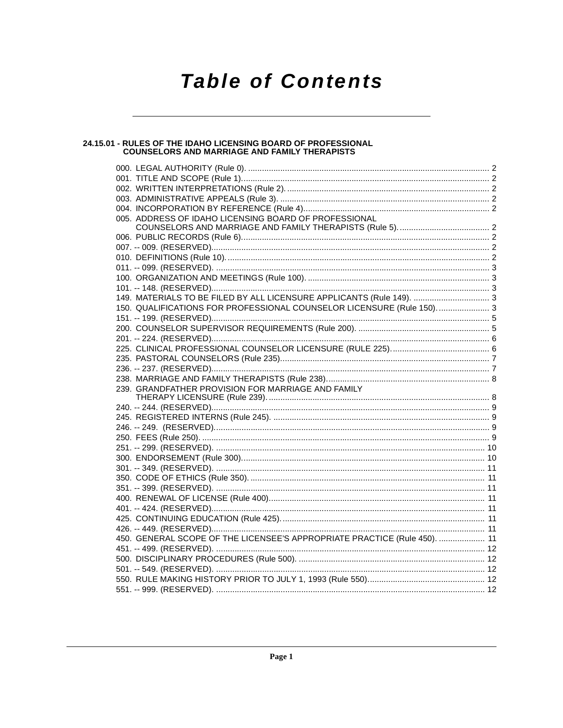# Table of Contents

## 24.15.01 - RULES OF THE IDAHO LICENSING BOARD OF PROFESSIONAL COUNSELORS AND MARRIAGE AND FAMILY THERAPISTS

000. LEGAL AUTHORITY (Rule 0). ........................................................................................................ 2
001. TITLE AND SCOPE (Rule 1)........................................................................................................... 2
002. WRITTEN INTERPRETATIONS (Rule 2). ....................................................................................... 2
003. ADMINISTRATIVE APPEALS (Rule 3). .......................................................................................... 2
004. INCORPORATION BY REFERENCE (Rule 4)................................................................................ 2
005. ADDRESS OF IDAHO LICENSING BOARD OF PROFESSIONAL COUNSELORS AND MARRIAGE AND FAMILY THERAPISTS (Rule 5). ....................................... 2
006. PUBLIC RECORDS (Rule 6)........................................................................................................... 2
007. -- 009. (RESERVED)......................................................................................................................... 2
010. DEFINITIONS (Rule 10). ................................................................................................................. 2
011. -- 099. (RESERVED). ....................................................................................................................... 3
100. ORGANIZATION AND MEETINGS (Rule 100). .............................................................................. 3
101. -- 148. (RESERVED)......................................................................................................................... 3
149. MATERIALS TO BE FILED BY ALL LICENSURE APPLICANTS (Rule 149). ................................. 3
150. QUALIFICATIONS FOR PROFESSIONAL COUNSELOR LICENSURE (Rule 150). ...................... 3
151. -- 199. (RESERVED)......................................................................................................................... 5
200. COUNSELOR SUPERVISOR REQUIREMENTS (Rule 200). ......................................................... 5
201. -- 224. (RESERVED)......................................................................................................................... 6
225. CLINICAL PROFESSIONAL COUNSELOR LICENSURE (RULE 225)........................................... 6
235. PASTORAL COUNSELORS (Rule 235)........................................................................................... 7
236. -- 237. (RESERVED)......................................................................................................................... 7
238. MARRIAGE AND FAMILY THERAPISTS (Rule 238)....................................................................... 8
239. GRANDFATHER PROVISION FOR MARRIAGE AND FAMILY THERAPY LICENSURE (Rule 239). ............................................................................................... 8
240. -- 244. (RESERVED)......................................................................................................................... 9
245. REGISTERED INTERNS (Rule 245). .............................................................................................. 9
246. -- 249. (RESERVED)......................................................................................................................... 9
250. FEES (Rule 250). ............................................................................................................................. 9
251. -- 299. (RESERVED). ..................................................................................................................... 10
300. ENDORSEMENT (Rule 300)........................................................................................................... 10
301. -- 349. (RESERVED). ..................................................................................................................... 11
350. CODE OF ETHICS (Rule 350). ....................................................................................................... 11
351. -- 399. (RESERVED). ..................................................................................................................... 11
400. RENEWAL OF LICENSE (Rule 400)............................................................................................... 11
401. -- 424. (RESERVED)....................................................................................................................... 11
425. CONTINUING EDUCATION (Rule 425). ......................................................................................... 11
426. -- 449. (RESERVED)....................................................................................................................... 11
450. GENERAL SCOPE OF THE LICENSEE'S APPROPRIATE PRACTICE (Rule 450). .................... 11
451. -- 499. (RESERVED). ..................................................................................................................... 12
500. DISCIPLINARY PROCEDURES (Rule 500). ................................................................................... 12
501. -- 549. (RESERVED). ..................................................................................................................... 12
550. RULE MAKING HISTORY PRIOR TO JULY 1, 1993 (Rule 550).................................................... 12
551. -- 999. (RESERVED). ..................................................................................................................... 12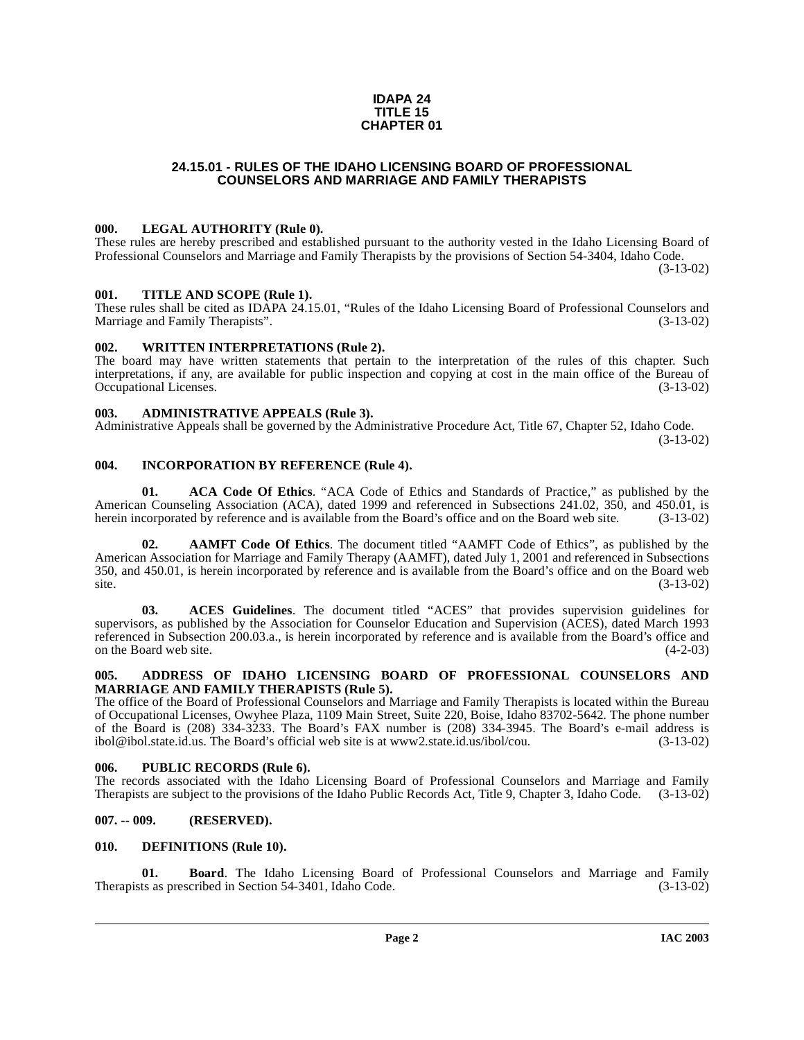# IDAPA 24
# TITLE 15
# CHAPTER 01

## 24.15.01 - RULES OF THE IDAHO LICENSING BOARD OF PROFESSIONAL COUNSELORS AND MARRIAGE AND FAMILY THERAPISTS

### 000. LEGAL AUTHORITY (Rule 0).

These rules are hereby prescribed and established pursuant to the authority vested in the Idaho Licensing Board of Professional Counselors and Marriage and Family Therapists by the provisions of Section 54-3404, Idaho Code. (3-13-02)

### 001. TITLE AND SCOPE (Rule 1).

These rules shall be cited as IDAPA 24.15.01, "Rules of the Idaho Licensing Board of Professional Counselors and Marriage and Family Therapists". (3-13-02)

### 002. WRITTEN INTERPRETATIONS (Rule 2).

The board may have written statements that pertain to the interpretation of the rules of this chapter. Such interpretations, if any, are available for public inspection and copying at cost in the main office of the Bureau of Occupational Licenses. (3-13-02)

### 003. ADMINISTRATIVE APPEALS (Rule 3).

Administrative Appeals shall be governed by the Administrative Procedure Act, Title 67, Chapter 52, Idaho Code. (3-13-02)

### 004. INCORPORATION BY REFERENCE (Rule 4).

**01. ACA Code Of Ethics**. "ACA Code of Ethics and Standards of Practice," as published by the American Counseling Association (ACA), dated 1999 and referenced in Subsections 241.02, 350, and 450.01, is herein incorporated by reference and is available from the Board's office and on the Board web site. (3-13-02)

**02. AAMFT Code Of Ethics**. The document titled "AAMFT Code of Ethics", as published by the American Association for Marriage and Family Therapy (AAMFT), dated July 1, 2001 and referenced in Subsections 350, and 450.01, is herein incorporated by reference and is available from the Board's office and on the Board web site. (3-13-02)

**03. ACES Guidelines**. The document titled "ACES" that provides supervision guidelines for supervisors, as published by the Association for Counselor Education and Supervision (ACES), dated March 1993 referenced in Subsection 200.03.a., is herein incorporated by reference and is available from the Board's office and on the Board web site. (4-2-03)

### 005. ADDRESS OF IDAHO LICENSING BOARD OF PROFESSIONAL COUNSELORS AND MARRIAGE AND FAMILY THERAPISTS (Rule 5).

The office of the Board of Professional Counselors and Marriage and Family Therapists is located within the Bureau of Occupational Licenses, Owyhee Plaza, 1109 Main Street, Suite 220, Boise, Idaho 83702-5642. The phone number of the Board is (208) 334-3233. The Board's FAX number is (208) 334-3945. The Board's e-mail address is ibol@ibol.state.id.us. The Board's official web site is at www2.state.id.us/ibol/cou. (3-13-02)

### 006. PUBLIC RECORDS (Rule 6).

The records associated with the Idaho Licensing Board of Professional Counselors and Marriage and Family Therapists are subject to the provisions of the Idaho Public Records Act, Title 9, Chapter 3, Idaho Code. (3-13-02)

### 007. -- 009. (RESERVED).

### 010. DEFINITIONS (Rule 10).

**01. Board**. The Idaho Licensing Board of Professional Counselors and Marriage and Family Therapists as prescribed in Section 54-3401, Idaho Code. (3-13-02)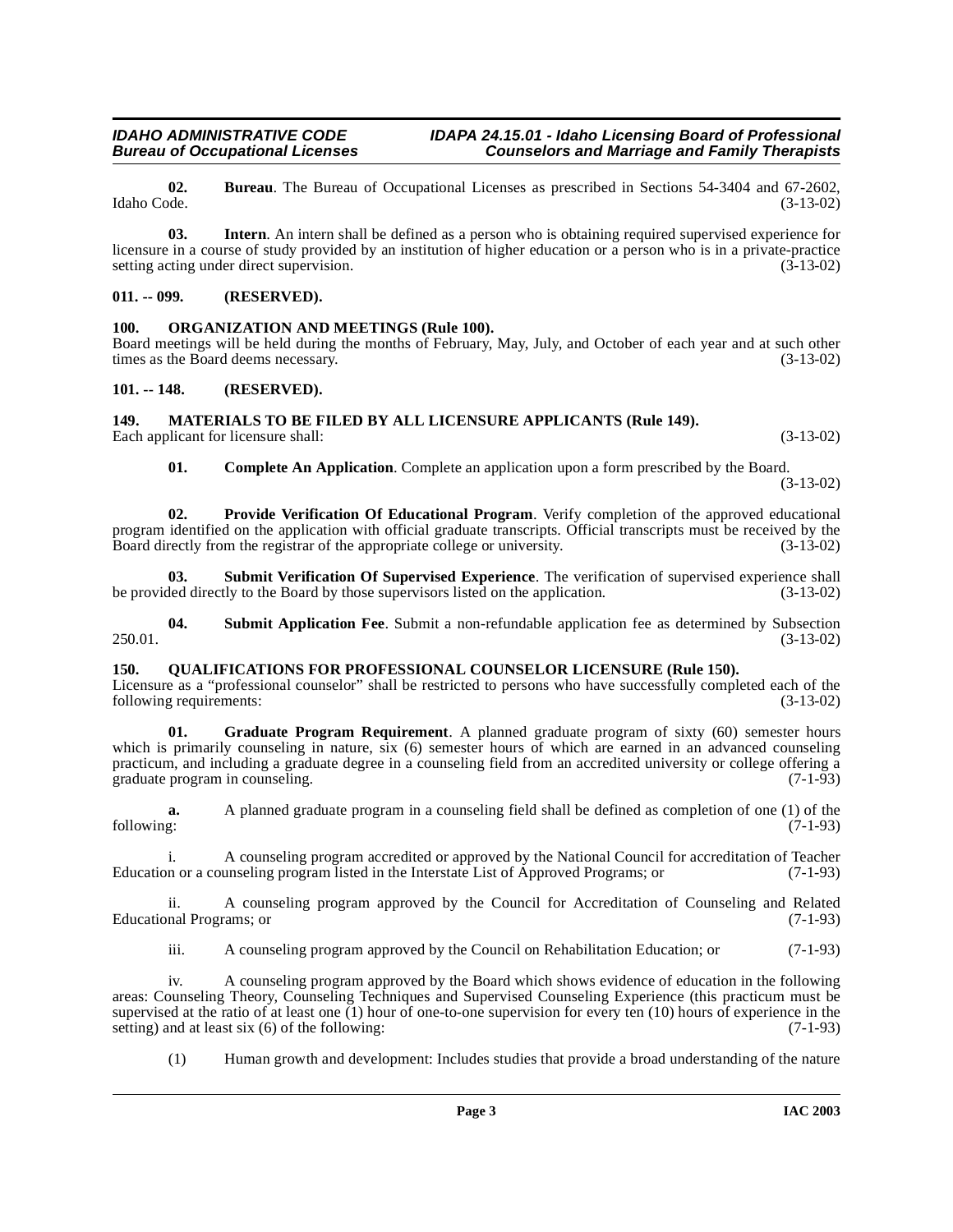**02. Bureau**. The Bureau of Occupational Licenses as prescribed in Sections 54-3404 and 67-2602, Idaho Code. (3-13-02)

**03. Intern**. An intern shall be defined as a person who is obtaining required supervised experience for licensure in a course of study provided by an institution of higher education or a person who is in a private-practice setting acting under direct supervision. (3-13-02)

### 011. -- 099. (RESERVED).

### 100. ORGANIZATION AND MEETINGS (Rule 100).

Board meetings will be held during the months of February, May, July, and October of each year and at such other times as the Board deems necessary. (3-13-02)

### 101. -- 148. (RESERVED).

### 149. MATERIALS TO BE FILED BY ALL LICENSURE APPLICANTS (Rule 149).

Each applicant for licensure shall: (3-13-02)

**01. Complete An Application**. Complete an application upon a form prescribed by the Board. (3-13-02)

**02. Provide Verification Of Educational Program**. Verify completion of the approved educational program identified on the application with official graduate transcripts. Official transcripts must be received by the Board directly from the registrar of the appropriate college or university. (3-13-02)

**03. Submit Verification Of Supervised Experience**. The verification of supervised experience shall be provided directly to the Board by those supervisors listed on the application. (3-13-02)

**04. Submit Application Fee**. Submit a non-refundable application fee as determined by Subsection 250.01. (3-13-02)

### 150. QUALIFICATIONS FOR PROFESSIONAL COUNSELOR LICENSURE (Rule 150).

Licensure as a "professional counselor" shall be restricted to persons who have successfully completed each of the following requirements: (3-13-02)

**01. Graduate Program Requirement**. A planned graduate program of sixty (60) semester hours which is primarily counseling in nature, six (6) semester hours of which are earned in an advanced counseling practicum, and including a graduate degree in a counseling field from an accredited university or college offering a graduate program in counseling. (7-1-93)

**a.** A planned graduate program in a counseling field shall be defined as completion of one (1) of the following: (7-1-93)

i. A counseling program accredited or approved by the National Council for accreditation of Teacher Education or a counseling program listed in the Interstate List of Approved Programs; or (7-1-93)

ii. A counseling program approved by the Council for Accreditation of Counseling and Related Educational Programs; or (7-1-93)

iii. A counseling program approved by the Council on Rehabilitation Education; or (7-1-93)

iv. A counseling program approved by the Board which shows evidence of education in the following areas: Counseling Theory, Counseling Techniques and Supervised Counseling Experience (this practicum must be supervised at the ratio of at least one (1) hour of one-to-one supervision for every ten (10) hours of experience in the setting) and at least six (6) of the following: (7-1-93)

(1) Human growth and development: Includes studies that provide a broad understanding of the nature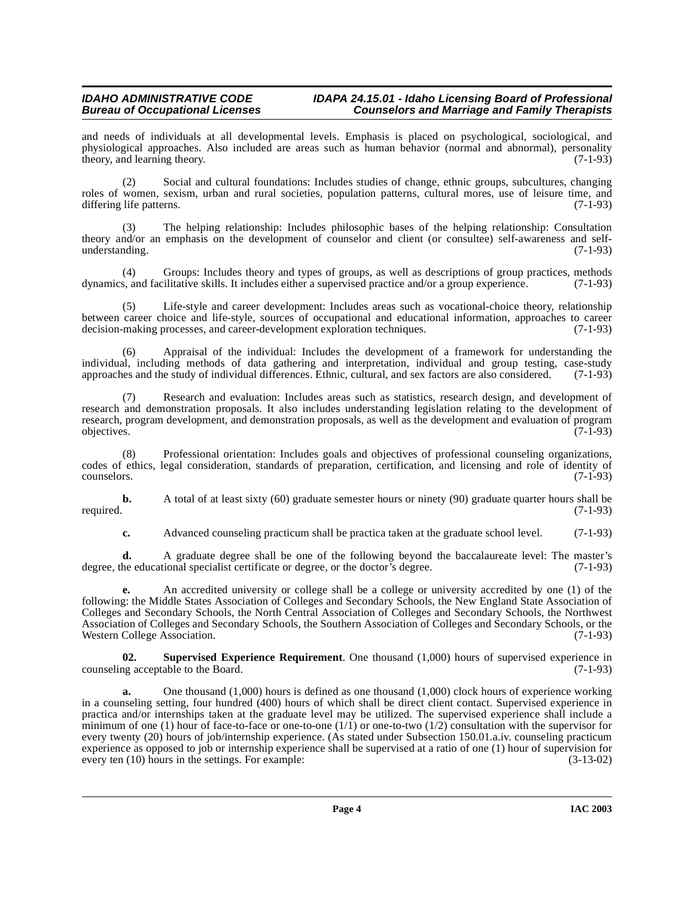and needs of individuals at all developmental levels. Emphasis is placed on psychological, sociological, and physiological approaches. Also included are areas such as human behavior (normal and abnormal), personality theory, and learning theory. (7-1-93)

(2) Social and cultural foundations: Includes studies of change, ethnic groups, subcultures, changing roles of women, sexism, urban and rural societies, population patterns, cultural mores, use of leisure time, and differing life patterns. (7-1-93)

(3) The helping relationship: Includes philosophic bases of the helping relationship: Consultation theory and/or an emphasis on the development of counselor and client (or consultee) self-awareness and self-understanding. (7-1-93)

(4) Groups: Includes theory and types of groups, as well as descriptions of group practices, methods dynamics, and facilitative skills. It includes either a supervised practice and/or a group experience. (7-1-93)

(5) Life-style and career development: Includes areas such as vocational-choice theory, relationship between career choice and life-style, sources of occupational and educational information, approaches to career decision-making processes, and career-development exploration techniques. (7-1-93)

(6) Appraisal of the individual: Includes the development of a framework for understanding the individual, including methods of data gathering and interpretation, individual and group testing, case-study approaches and the study of individual differences. Ethnic, cultural, and sex factors are also considered. (7-1-93)

(7) Research and evaluation: Includes areas such as statistics, research design, and development of research and demonstration proposals. It also includes understanding legislation relating to the development of research, program development, and demonstration proposals, as well as the development and evaluation of program objectives. (7-1-93)

(8) Professional orientation: Includes goals and objectives of professional counseling organizations, codes of ethics, legal consideration, standards of preparation, certification, and licensing and role of identity of counselors. (7-1-93)

**b.** A total of at least sixty (60) graduate semester hours or ninety (90) graduate quarter hours shall be required. (7-1-93)

**c.** Advanced counseling practicum shall be practica taken at the graduate school level. (7-1-93)

**d.** A graduate degree shall be one of the following beyond the baccalaureate level: The master's degree, the educational specialist certificate or degree, or the doctor's degree. (7-1-93)

**e.** An accredited university or college shall be a college or university accredited by one (1) of the following: the Middle States Association of Colleges and Secondary Schools, the New England State Association of Colleges and Secondary Schools, the North Central Association of Colleges and Secondary Schools, the Northwest Association of Colleges and Secondary Schools, the Southern Association of Colleges and Secondary Schools, or the Western College Association. (7-1-93)

**02. Supervised Experience Requirement**. One thousand (1,000) hours of supervised experience in counseling acceptable to the Board. (7-1-93)

**a.** One thousand (1,000) hours is defined as one thousand (1,000) clock hours of experience working in a counseling setting, four hundred (400) hours of which shall be direct client contact. Supervised experience in practica and/or internships taken at the graduate level may be utilized. The supervised experience shall include a minimum of one (1) hour of face-to-face or one-to-one (1/1) or one-to-two (1/2) consultation with the supervisor for every twenty (20) hours of job/internship experience. (As stated under Subsection 150.01.a.iv. counseling practicum experience as opposed to job or internship experience shall be supervised at a ratio of one (1) hour of supervision for every ten (10) hours in the settings. For example: (3-13-02)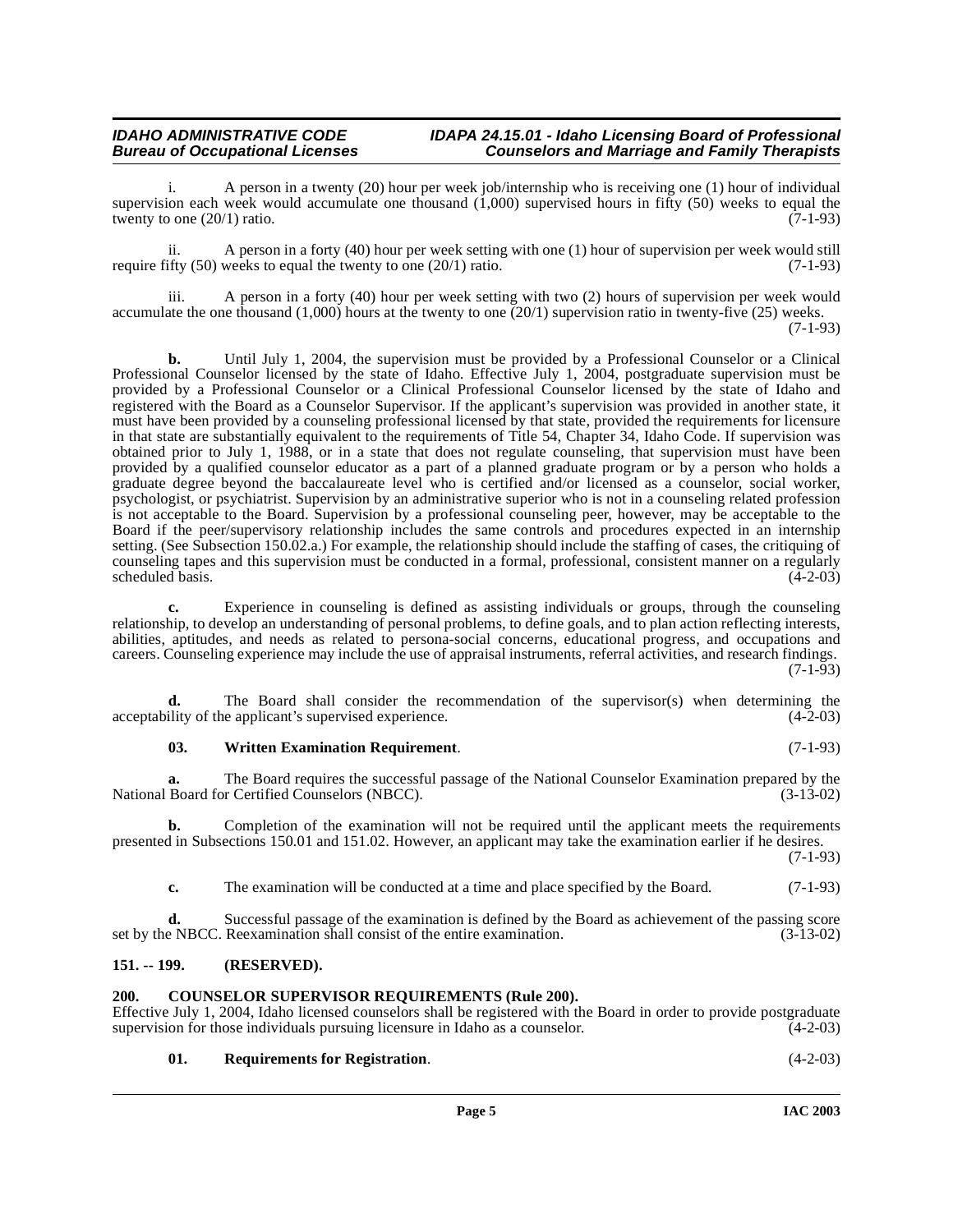i. A person in a twenty (20) hour per week job/internship who is receiving one (1) hour of individual supervision each week would accumulate one thousand (1,000) supervised hours in fifty (50) weeks to equal the twenty to one (20/1) ratio. (7-1-93)

ii. A person in a forty (40) hour per week setting with one (1) hour of supervision per week would still require fifty (50) weeks to equal the twenty to one (20/1) ratio. (7-1-93)

iii. A person in a forty (40) hour per week setting with two (2) hours of supervision per week would accumulate the one thousand (1,000) hours at the twenty to one (20/1) supervision ratio in twenty-five (25) weeks. (7-1-93)

**b.** Until July 1, 2004, the supervision must be provided by a Professional Counselor or a Clinical Professional Counselor licensed by the state of Idaho. Effective July 1, 2004, postgraduate supervision must be provided by a Professional Counselor or a Clinical Professional Counselor licensed by the state of Idaho and registered with the Board as a Counselor Supervisor. If the applicant's supervision was provided in another state, it must have been provided by a counseling professional licensed by that state, provided the requirements for licensure in that state are substantially equivalent to the requirements of Title 54, Chapter 34, Idaho Code. If supervision was obtained prior to July 1, 1988, or in a state that does not regulate counseling, that supervision must have been provided by a qualified counselor educator as a part of a planned graduate program or by a person who holds a graduate degree beyond the baccalaureate level who is certified and/or licensed as a counselor, social worker, psychologist, or psychiatrist. Supervision by an administrative superior who is not in a counseling related profession is not acceptable to the Board. Supervision by a professional counseling peer, however, may be acceptable to the Board if the peer/supervisory relationship includes the same controls and procedures expected in an internship setting. (See Subsection 150.02.a.) For example, the relationship should include the staffing of cases, the critiquing of counseling tapes and this supervision must be conducted in a formal, professional, consistent manner on a regularly scheduled basis. (4-2-03)

**c.** Experience in counseling is defined as assisting individuals or groups, through the counseling relationship, to develop an understanding of personal problems, to define goals, and to plan action reflecting interests, abilities, aptitudes, and needs as related to persona-social concerns, educational progress, and occupations and careers. Counseling experience may include the use of appraisal instruments, referral activities, and research findings. (7-1-93)

**d.** The Board shall consider the recommendation of the supervisor(s) when determining the acceptability of the applicant's supervised experience. (4-2-03)

**03. Written Examination Requirement**. (7-1-93)

**a.** The Board requires the successful passage of the National Counselor Examination prepared by the National Board for Certified Counselors (NBCC). (3-13-02)

**b.** Completion of the examination will not be required until the applicant meets the requirements presented in Subsections 150.01 and 151.02. However, an applicant may take the examination earlier if he desires. (7-1-93)

**c.** The examination will be conducted at a time and place specified by the Board. (7-1-93)

**d.** Successful passage of the examination is defined by the Board as achievement of the passing score set by the NBCC. Reexamination shall consist of the entire examination. (3-13-02)

## 151. -- 199. (RESERVED).

## 200. COUNSELOR SUPERVISOR REQUIREMENTS (Rule 200).

Effective July 1, 2004, Idaho licensed counselors shall be registered with the Board in order to provide postgraduate supervision for those individuals pursuing licensure in Idaho as a counselor. (4-2-03)

**01. Requirements for Registration**. (4-2-03)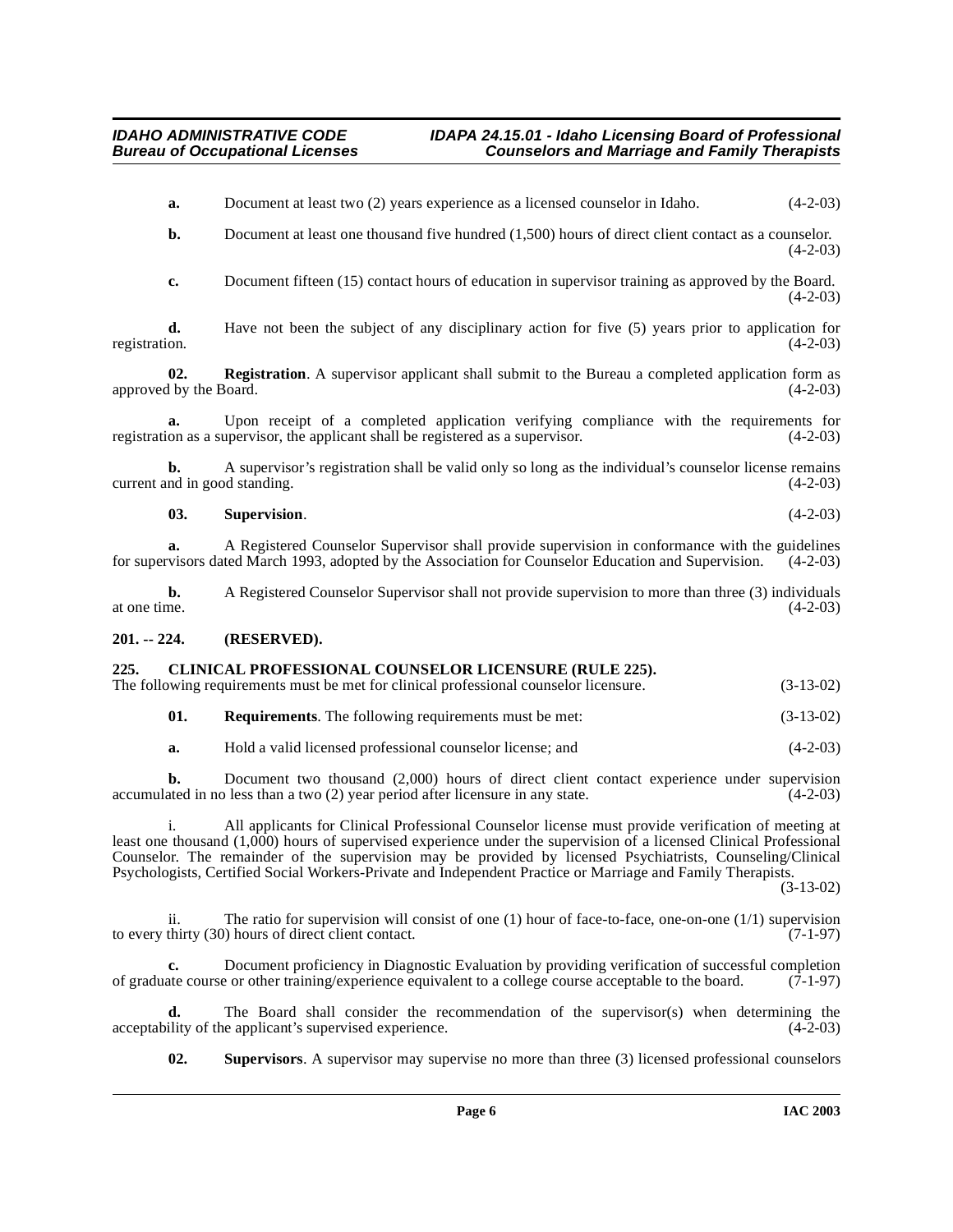**a.** Document at least two (2) years experience as a licensed counselor in Idaho. (4-2-03)

**b.** Document at least one thousand five hundred (1,500) hours of direct client contact as a counselor. (4-2-03)

**c.** Document fifteen (15) contact hours of education in supervisor training as approved by the Board. (4-2-03)

**d.** Have not been the subject of any disciplinary action for five (5) years prior to application for registration. (4-2-03)

**02. Registration**. A supervisor applicant shall submit to the Bureau a completed application form as approved by the Board. (4-2-03)

**a.** Upon receipt of a completed application verifying compliance with the requirements for registration as a supervisor, the applicant shall be registered as a supervisor. (4-2-03)

**b.** A supervisor's registration shall be valid only so long as the individual's counselor license remains current and in good standing. (4-2-03)

**03. Supervision**. (4-2-03)

**a.** A Registered Counselor Supervisor shall provide supervision in conformance with the guidelines for supervisors dated March 1993, adopted by the Association for Counselor Education and Supervision. (4-2-03)

**b.** A Registered Counselor Supervisor shall not provide supervision to more than three (3) individuals at one time. (4-2-03)

## 201. -- 224. (RESERVED).

## 225. CLINICAL PROFESSIONAL COUNSELOR LICENSURE (RULE 225).

The following requirements must be met for clinical professional counselor licensure. (3-13-02)

**01. Requirements**. The following requirements must be met: (3-13-02)

**a.** Hold a valid licensed professional counselor license; and (4-2-03)

**b.** Document two thousand (2,000) hours of direct client contact experience under supervision accumulated in no less than a two (2) year period after licensure in any state. (4-2-03)

i. All applicants for Clinical Professional Counselor license must provide verification of meeting at least one thousand (1,000) hours of supervised experience under the supervision of a licensed Clinical Professional Counselor. The remainder of the supervision may be provided by licensed Psychiatrists, Counseling/Clinical Psychologists, Certified Social Workers-Private and Independent Practice or Marriage and Family Therapists. (3-13-02)

ii. The ratio for supervision will consist of one (1) hour of face-to-face, one-on-one (1/1) supervision to every thirty (30) hours of direct client contact. (7-1-97)

**c.** Document proficiency in Diagnostic Evaluation by providing verification of successful completion of graduate course or other training/experience equivalent to a college course acceptable to the board. (7-1-97)

**d.** The Board shall consider the recommendation of the supervisor(s) when determining the acceptability of the applicant's supervised experience. (4-2-03)

**02. Supervisors**. A supervisor may supervise no more than three (3) licensed professional counselors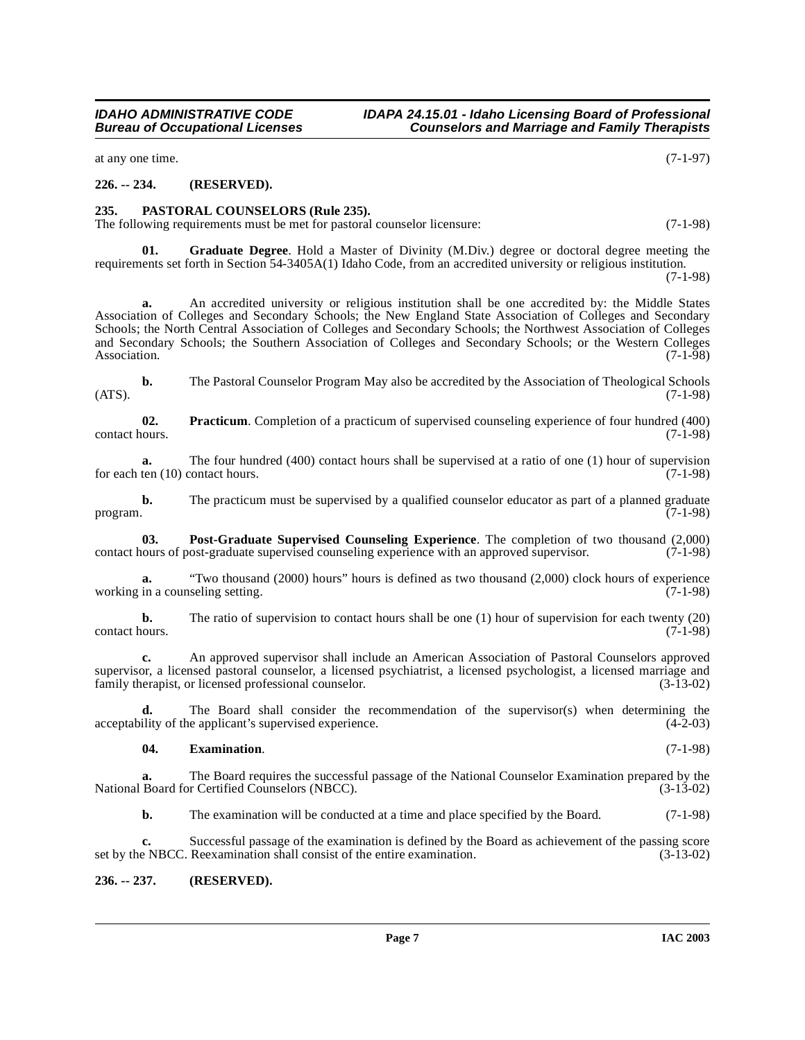at any one time. (7-1-97)

**226. -- 234. (RESERVED).**

**235. PASTORAL COUNSELORS (Rule 235).**

The following requirements must be met for pastoral counselor licensure: (7-1-98)

**01. Graduate Degree**. Hold a Master of Divinity (M.Div.) degree or doctoral degree meeting the requirements set forth in Section 54-3405A(1) Idaho Code, from an accredited university or religious institution. (7-1-98)

**a.** An accredited university or religious institution shall be one accredited by: the Middle States Association of Colleges and Secondary Schools; the New England State Association of Colleges and Secondary Schools; the North Central Association of Colleges and Secondary Schools; the Northwest Association of Colleges and Secondary Schools; the Southern Association of Colleges and Secondary Schools; or the Western Colleges Association. (7-1-98)

**b.** The Pastoral Counselor Program May also be accredited by the Association of Theological Schools (ATS). (7-1-98)

**02. Practicum**. Completion of a practicum of supervised counseling experience of four hundred (400) contact hours. (7-1-98)

**a.** The four hundred (400) contact hours shall be supervised at a ratio of one (1) hour of supervision for each ten (10) contact hours. (7-1-98)

**b.** The practicum must be supervised by a qualified counselor educator as part of a planned graduate program. (7-1-98)

**03. Post-Graduate Supervised Counseling Experience**. The completion of two thousand (2,000) contact hours of post-graduate supervised counseling experience with an approved supervisor. (7-1-98)

**a.** "Two thousand (2000) hours" hours is defined as two thousand (2,000) clock hours of experience working in a counseling setting. (7-1-98)

**b.** The ratio of supervision to contact hours shall be one (1) hour of supervision for each twenty (20) contact hours. (7-1-98)

**c.** An approved supervisor shall include an American Association of Pastoral Counselors approved supervisor, a licensed pastoral counselor, a licensed psychiatrist, a licensed psychologist, a licensed marriage and family therapist, or licensed professional counselor. (3-13-02)

**d.** The Board shall consider the recommendation of the supervisor(s) when determining the acceptability of the applicant's supervised experience. (4-2-03)

**04. Examination**. (7-1-98)

**a.** The Board requires the successful passage of the National Counselor Examination prepared by the National Board for Certified Counselors (NBCC). (3-13-02)

**b.** The examination will be conducted at a time and place specified by the Board. (7-1-98)

**c.** Successful passage of the examination is defined by the Board as achievement of the passing score set by the NBCC. Reexamination shall consist of the entire examination. (3-13-02)

**236. -- 237. (RESERVED).**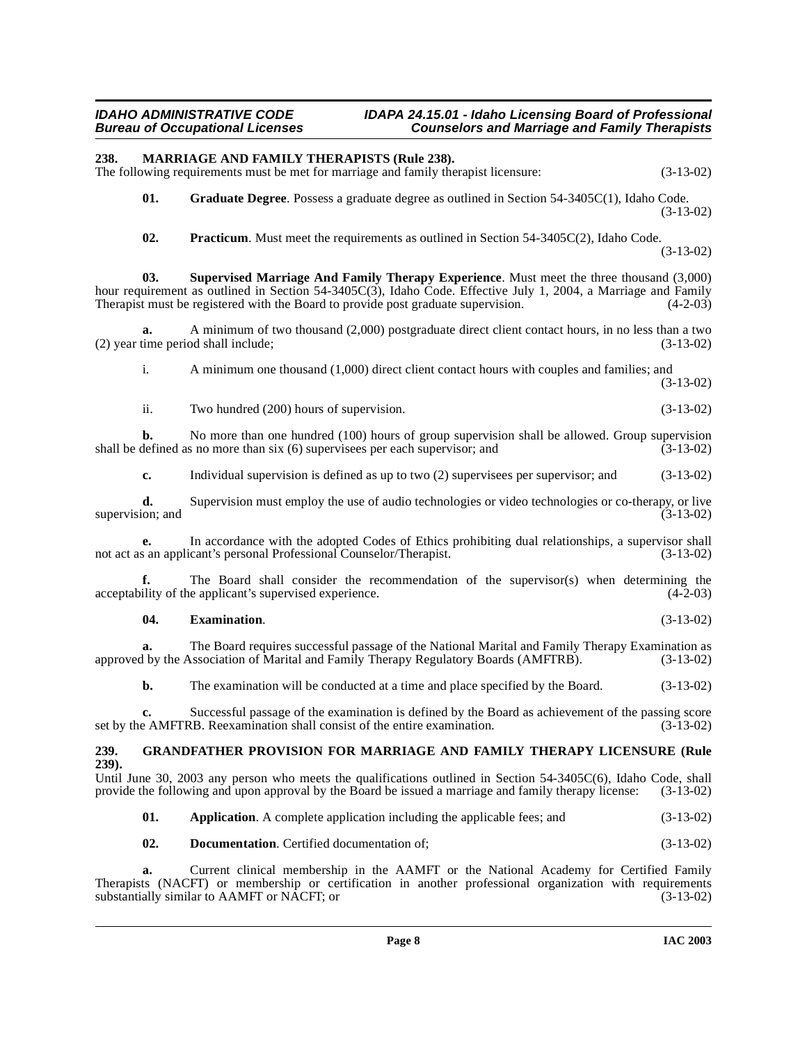## 238. MARRIAGE AND FAMILY THERAPISTS (Rule 238).

The following requirements must be met for marriage and family therapist licensure: (3-13-02)

**01. Graduate Degree**. Possess a graduate degree as outlined in Section 54-3405C(1), Idaho Code. (3-13-02)

**02. Practicum**. Must meet the requirements as outlined in Section 54-3405C(2), Idaho Code. (3-13-02)

**03. Supervised Marriage And Family Therapy Experience**. Must meet the three thousand (3,000) hour requirement as outlined in Section 54-3405C(3), Idaho Code. Effective July 1, 2004, a Marriage and Family Therapist must be registered with the Board to provide post graduate supervision. (4-2-03)

**a.** A minimum of two thousand (2,000) postgraduate direct client contact hours, in no less than a two (2) year time period shall include; (3-13-02)

i. A minimum one thousand (1,000) direct client contact hours with couples and families; and (3-13-02)

ii. Two hundred (200) hours of supervision. (3-13-02)

**b.** No more than one hundred (100) hours of group supervision shall be allowed. Group supervision shall be defined as no more than six (6) supervisees per each supervisor; and (3-13-02)

**c.** Individual supervision is defined as up to two (2) supervisees per supervisor; and (3-13-02)

**d.** Supervision must employ the use of audio technologies or video technologies or co-therapy, or live supervision; and (3-13-02)

**e.** In accordance with the adopted Codes of Ethics prohibiting dual relationships, a supervisor shall not act as an applicant's personal Professional Counselor/Therapist. (3-13-02)

**f.** The Board shall consider the recommendation of the supervisor(s) when determining the acceptability of the applicant's supervised experience. (4-2-03)

**04. Examination**. (3-13-02)

**a.** The Board requires successful passage of the National Marital and Family Therapy Examination as approved by the Association of Marital and Family Therapy Regulatory Boards (AMFTRB). (3-13-02)

**b.** The examination will be conducted at a time and place specified by the Board. (3-13-02)

**c.** Successful passage of the examination is defined by the Board as achievement of the passing score set by the AMFTRB. Reexamination shall consist of the entire examination. (3-13-02)

## 239. GRANDFATHER PROVISION FOR MARRIAGE AND FAMILY THERAPY LICENSURE (Rule 239).

Until June 30, 2003 any person who meets the qualifications outlined in Section 54-3405C(6), Idaho Code, shall provide the following and upon approval by the Board be issued a marriage and family therapy license: (3-13-02)

**01. Application**. A complete application including the applicable fees; and (3-13-02)

**02. Documentation**. Certified documentation of; (3-13-02)

**a.** Current clinical membership in the AAMFT or the National Academy for Certified Family Therapists (NACFT) or membership or certification in another professional organization with requirements substantially similar to AAMFT or NACFT; or (3-13-02)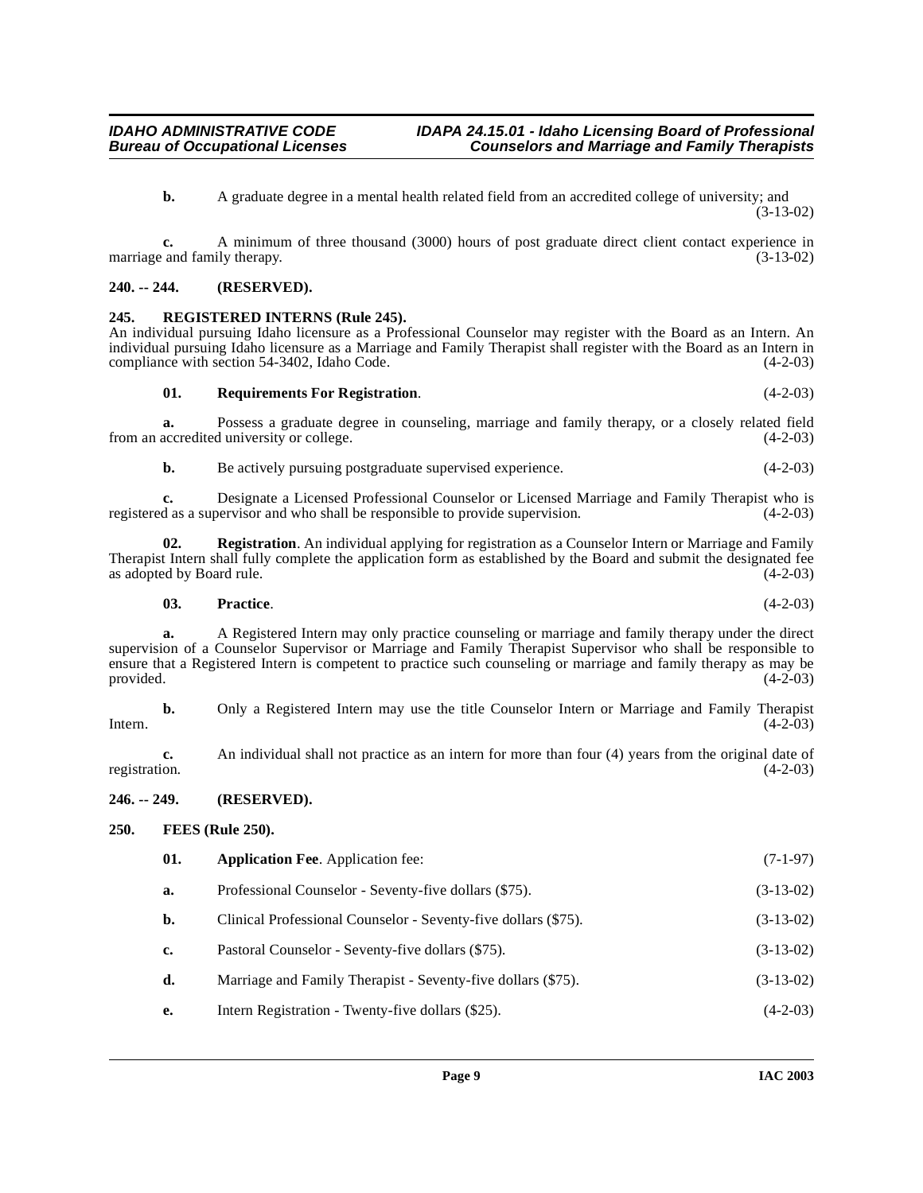**b.** A graduate degree in a mental health related field from an accredited college of university; and (3-13-02)

**c.** A minimum of three thousand (3000) hours of post graduate direct client contact experience in marriage and family therapy. (3-13-02)

## 240. -- 244. (RESERVED).

## 245. REGISTERED INTERNS (Rule 245).

An individual pursuing Idaho licensure as a Professional Counselor may register with the Board as an Intern. An individual pursuing Idaho licensure as a Marriage and Family Therapist shall register with the Board as an Intern in compliance with section 54-3402, Idaho Code. (4-2-03)

**01. Requirements For Registration**. (4-2-03)

**a.** Possess a graduate degree in counseling, marriage and family therapy, or a closely related field from an accredited university or college. (4-2-03)

**b.** Be actively pursuing postgraduate supervised experience. (4-2-03)

**c.** Designate a Licensed Professional Counselor or Licensed Marriage and Family Therapist who is registered as a supervisor and who shall be responsible to provide supervision. (4-2-03)

**02. Registration**. An individual applying for registration as a Counselor Intern or Marriage and Family Therapist Intern shall fully complete the application form as established by the Board and submit the designated fee as adopted by Board rule. (4-2-03)

**03. Practice**. (4-2-03)

**a.** A Registered Intern may only practice counseling or marriage and family therapy under the direct supervision of a Counselor Supervisor or Marriage and Family Therapist Supervisor who shall be responsible to ensure that a Registered Intern is competent to practice such counseling or marriage and family therapy as may be provided. (4-2-03)

**b.** Only a Registered Intern may use the title Counselor Intern or Marriage and Family Therapist Intern. (4-2-03)

**c.** An individual shall not practice as an intern for more than four (4) years from the original date of registration. (4-2-03)

## 246. -- 249. (RESERVED).

## 250. FEES (Rule 250).

**01. Application Fee**. Application fee: (7-1-97)

**a.** Professional Counselor - Seventy-five dollars ($75). (3-13-02)

**b.** Clinical Professional Counselor - Seventy-five dollars ($75). (3-13-02)

**c.** Pastoral Counselor - Seventy-five dollars ($75). (3-13-02)

**d.** Marriage and Family Therapist - Seventy-five dollars ($75). (3-13-02)

**e.** Intern Registration - Twenty-five dollars ($25). (4-2-03)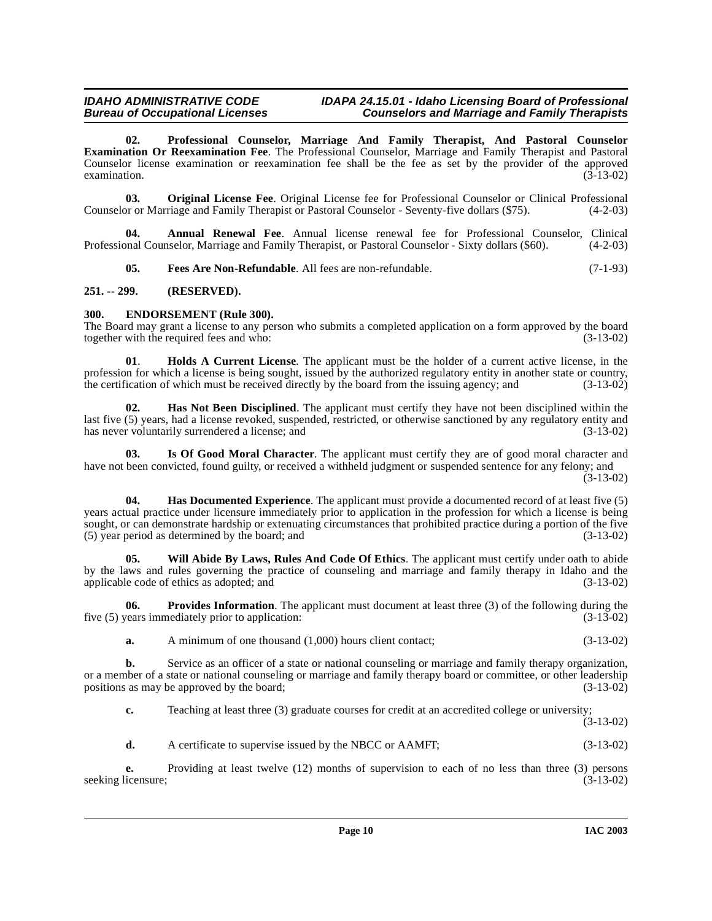**02. Professional Counselor, Marriage And Family Therapist, And Pastoral Counselor Examination Or Reexamination Fee**. The Professional Counselor, Marriage and Family Therapist and Pastoral Counselor license examination or reexamination fee shall be the fee as set by the provider of the approved examination. (3-13-02)

**03. Original License Fee**. Original License fee for Professional Counselor or Clinical Professional Counselor or Marriage and Family Therapist or Pastoral Counselor - Seventy-five dollars ($75). (4-2-03)

**04. Annual Renewal Fee**. Annual license renewal fee for Professional Counselor, Clinical Professional Counselor, Marriage and Family Therapist, or Pastoral Counselor - Sixty dollars ($60). (4-2-03)

**05. Fees Are Non-Refundable**. All fees are non-refundable. (7-1-93)

## 251. -- 299. (RESERVED).

## 300. ENDORSEMENT (Rule 300).

The Board may grant a license to any person who submits a completed application on a form approved by the board together with the required fees and who: (3-13-02)

**01**. **Holds A Current License**. The applicant must be the holder of a current active license, in the profession for which a license is being sought, issued by the authorized regulatory entity in another state or country, the certification of which must be received directly by the board from the issuing agency; and (3-13-02)

**02. Has Not Been Disciplined**. The applicant must certify they have not been disciplined within the last five (5) years, had a license revoked, suspended, restricted, or otherwise sanctioned by any regulatory entity and has never voluntarily surrendered a license; and (3-13-02)

**03. Is Of Good Moral Character**. The applicant must certify they are of good moral character and have not been convicted, found guilty, or received a withheld judgment or suspended sentence for any felony; and (3-13-02)

**04. Has Documented Experience**. The applicant must provide a documented record of at least five (5) years actual practice under licensure immediately prior to application in the profession for which a license is being sought, or can demonstrate hardship or extenuating circumstances that prohibited practice during a portion of the five (5) year period as determined by the board; and (3-13-02)

**05. Will Abide By Laws, Rules And Code Of Ethics**. The applicant must certify under oath to abide by the laws and rules governing the practice of counseling and marriage and family therapy in Idaho and the applicable code of ethics as adopted; and (3-13-02)

**06. Provides Information**. The applicant must document at least three (3) of the following during the five (5) years immediately prior to application: (3-13-02)

**a.** A minimum of one thousand (1,000) hours client contact; (3-13-02)

**b.** Service as an officer of a state or national counseling or marriage and family therapy organization, or a member of a state or national counseling or marriage and family therapy board or committee, or other leadership positions as may be approved by the board; (3-13-02)

**c.** Teaching at least three (3) graduate courses for credit at an accredited college or university; (3-13-02)

**d.** A certificate to supervise issued by the NBCC or AAMFT; (3-13-02)

**e.** Providing at least twelve (12) months of supervision to each of no less than three (3) persons seeking licensure; (3-13-02)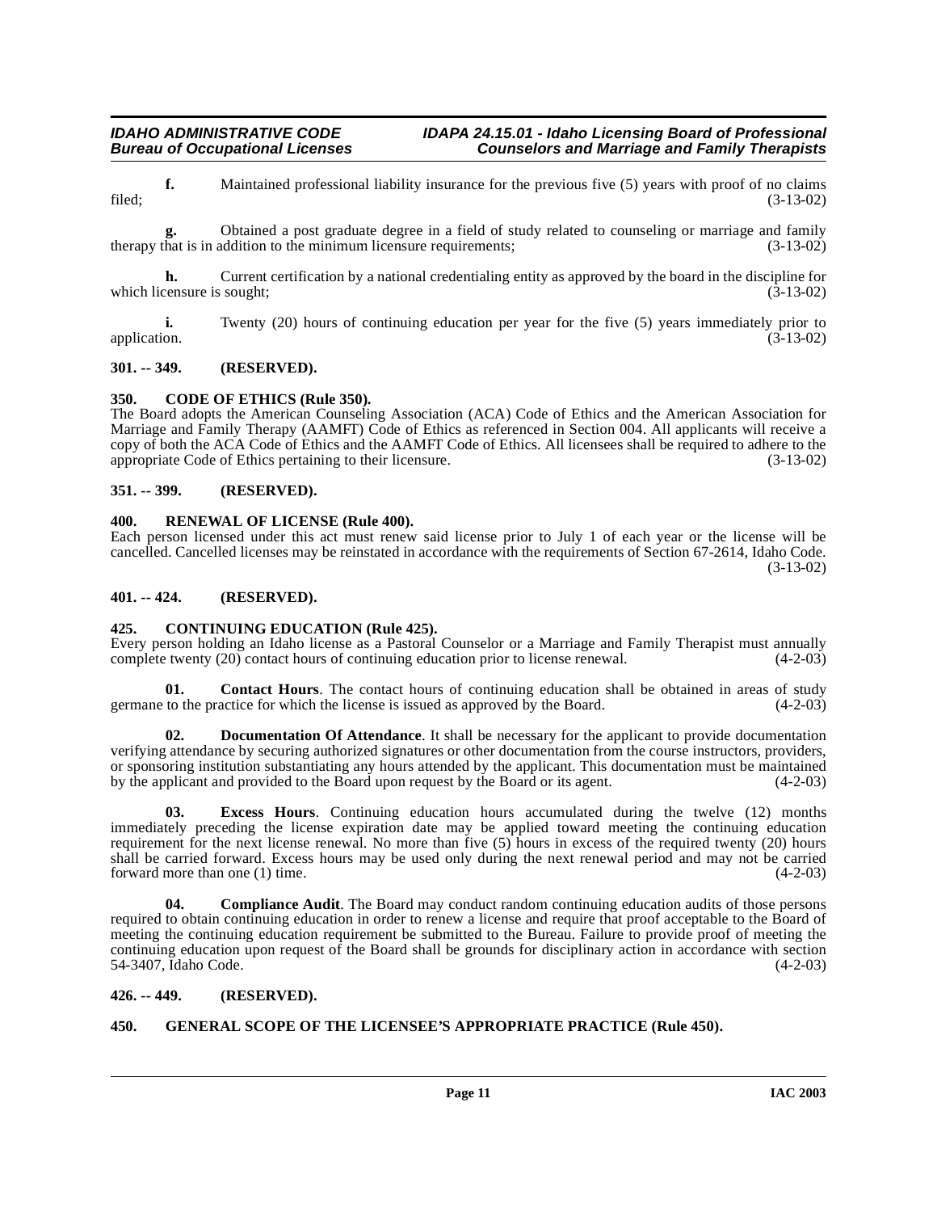**f.** Maintained professional liability insurance for the previous five (5) years with proof of no claims filed; (3-13-02)

**g.** Obtained a post graduate degree in a field of study related to counseling or marriage and family therapy that is in addition to the minimum licensure requirements; (3-13-02)

**h.** Current certification by a national credentialing entity as approved by the board in the discipline for which licensure is sought; (3-13-02)

**i.** Twenty (20) hours of continuing education per year for the five (5) years immediately prior to application. (3-13-02)

### 301. -- 349. (RESERVED).

### 350. CODE OF ETHICS (Rule 350).

The Board adopts the American Counseling Association (ACA) Code of Ethics and the American Association for Marriage and Family Therapy (AAMFT) Code of Ethics as referenced in Section 004. All applicants will receive a copy of both the ACA Code of Ethics and the AAMFT Code of Ethics. All licensees shall be required to adhere to the appropriate Code of Ethics pertaining to their licensure. (3-13-02)

### 351. -- 399. (RESERVED).

### 400. RENEWAL OF LICENSE (Rule 400).

Each person licensed under this act must renew said license prior to July 1 of each year or the license will be cancelled. Cancelled licenses may be reinstated in accordance with the requirements of Section 67-2614, Idaho Code. (3-13-02)

### 401. -- 424. (RESERVED).

### 425. CONTINUING EDUCATION (Rule 425).

Every person holding an Idaho license as a Pastoral Counselor or a Marriage and Family Therapist must annually complete twenty (20) contact hours of continuing education prior to license renewal. (4-2-03)

**01. Contact Hours**. The contact hours of continuing education shall be obtained in areas of study germane to the practice for which the license is issued as approved by the Board. (4-2-03)

**02. Documentation Of Attendance**. It shall be necessary for the applicant to provide documentation verifying attendance by securing authorized signatures or other documentation from the course instructors, providers, or sponsoring institution substantiating any hours attended by the applicant. This documentation must be maintained by the applicant and provided to the Board upon request by the Board or its agent. (4-2-03)

**03. Excess Hours**. Continuing education hours accumulated during the twelve (12) months immediately preceding the license expiration date may be applied toward meeting the continuing education requirement for the next license renewal. No more than five (5) hours in excess of the required twenty (20) hours shall be carried forward. Excess hours may be used only during the next renewal period and may not be carried forward more than one (1) time. (4-2-03)

**04. Compliance Audit**. The Board may conduct random continuing education audits of those persons required to obtain continuing education in order to renew a license and require that proof acceptable to the Board of meeting the continuing education requirement be submitted to the Bureau. Failure to provide proof of meeting the continuing education upon request of the Board shall be grounds for disciplinary action in accordance with section 54-3407, Idaho Code. (4-2-03)

### 426. -- 449. (RESERVED).

### 450. GENERAL SCOPE OF THE LICENSEE'S APPROPRIATE PRACTICE (Rule 450).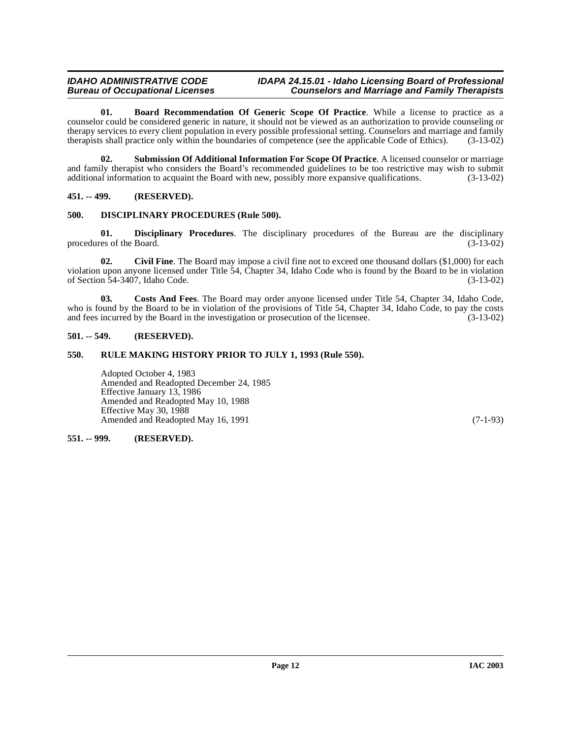**01. Board Recommendation Of Generic Scope Of Practice**. While a license to practice as a counselor could be considered generic in nature, it should not be viewed as an authorization to provide counseling or therapy services to every client population in every possible professional setting. Counselors and marriage and family therapists shall practice only within the boundaries of competence (see the applicable Code of Ethics). (3-13-02)

**02. Submission Of Additional Information For Scope Of Practice**. A licensed counselor or marriage and family therapist who considers the Board's recommended guidelines to be too restrictive may wish to submit additional information to acquaint the Board with new, possibly more expansive qualifications. (3-13-02)

**451. -- 499. (RESERVED).**

**500. DISCIPLINARY PROCEDURES (Rule 500).**

**01. Disciplinary Procedures**. The disciplinary procedures of the Bureau are the disciplinary procedures of the Board. (3-13-02)

**02. Civil Fine**. The Board may impose a civil fine not to exceed one thousand dollars ($1,000) for each violation upon anyone licensed under Title 54, Chapter 34, Idaho Code who is found by the Board to be in violation of Section 54-3407, Idaho Code. (3-13-02)

**03. Costs And Fees**. The Board may order anyone licensed under Title 54, Chapter 34, Idaho Code, who is found by the Board to be in violation of the provisions of Title 54, Chapter 34, Idaho Code, to pay the costs and fees incurred by the Board in the investigation or prosecution of the licensee. (3-13-02)

**501. -- 549. (RESERVED).**

**550. RULE MAKING HISTORY PRIOR TO JULY 1, 1993 (Rule 550).**

Adopted October 4, 1983
Amended and Readopted December 24, 1985
Effective January 13, 1986
Amended and Readopted May 10, 1988
Effective May 30, 1988
Amended and Readopted May 16, 1991 (7-1-93)

**551. -- 999. (RESERVED).**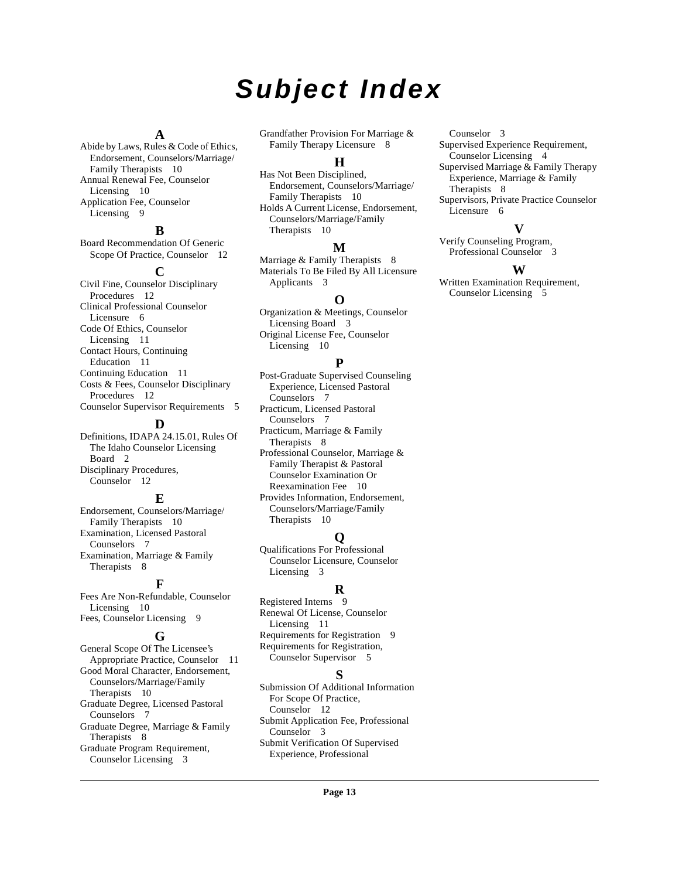# Subject Index

## A

Abide by Laws, Rules & Code of Ethics, Endorsement, Counselors/Marriage/ Family Therapists 10
Annual Renewal Fee, Counselor Licensing 10
Application Fee, Counselor Licensing 9

## B

Board Recommendation Of Generic Scope Of Practice, Counselor 12

## C

Civil Fine, Counselor Disciplinary Procedures 12
Clinical Professional Counselor Licensure 6
Code Of Ethics, Counselor Licensing 11
Contact Hours, Continuing Education 11
Continuing Education 11
Costs & Fees, Counselor Disciplinary Procedures 12
Counselor Supervisor Requirements 5

## D

Definitions, IDAPA 24.15.01, Rules Of The Idaho Counselor Licensing Board 2
Disciplinary Procedures, Counselor 12

## E

Endorsement, Counselors/Marriage/ Family Therapists 10
Examination, Licensed Pastoral Counselors 7
Examination, Marriage & Family Therapists 8

## F

Fees Are Non-Refundable, Counselor Licensing 10
Fees, Counselor Licensing 9

## G

General Scope Of The Licensee's Appropriate Practice, Counselor 11
Good Moral Character, Endorsement, Counselors/Marriage/Family Therapists 10
Graduate Degree, Licensed Pastoral Counselors 7
Graduate Degree, Marriage & Family Therapists 8
Graduate Program Requirement, Counselor Licensing 3
Grandfather Provision For Marriage & Family Therapy Licensure 8

## H

Has Not Been Disciplined, Endorsement, Counselors/Marriage/ Family Therapists 10
Holds A Current License, Endorsement, Counselors/Marriage/Family Therapists 10

## M

Marriage & Family Therapists 8
Materials To Be Filed By All Licensure Applicants 3

## O

Organization & Meetings, Counselor Licensing Board 3
Original License Fee, Counselor Licensing 10

## P

Post-Graduate Supervised Counseling Experience, Licensed Pastoral Counselors 7
Practicum, Licensed Pastoral Counselors 7
Practicum, Marriage & Family Therapists 8
Professional Counselor, Marriage & Family Therapist & Pastoral Counselor Examination Or Reexamination Fee 10
Provides Information, Endorsement, Counselors/Marriage/Family Therapists 10

## Q

Qualifications For Professional Counselor Licensure, Counselor Licensing 3

## R

Registered Interns 9
Renewal Of License, Counselor Licensing 11
Requirements for Registration 9
Requirements for Registration, Counselor Supervisor 5

## S

Submission Of Additional Information For Scope Of Practice, Counselor 12
Submit Application Fee, Professional Counselor 3
Submit Verification Of Supervised Experience, Professional Counselor 3
Supervised Experience Requirement, Counselor Licensing 4
Supervised Marriage & Family Therapy Experience, Marriage & Family Therapists 8
Supervisors, Private Practice Counselor Licensure 6

## V

Verify Counseling Program, Professional Counselor 3

## W

Written Examination Requirement, Counselor Licensing 5